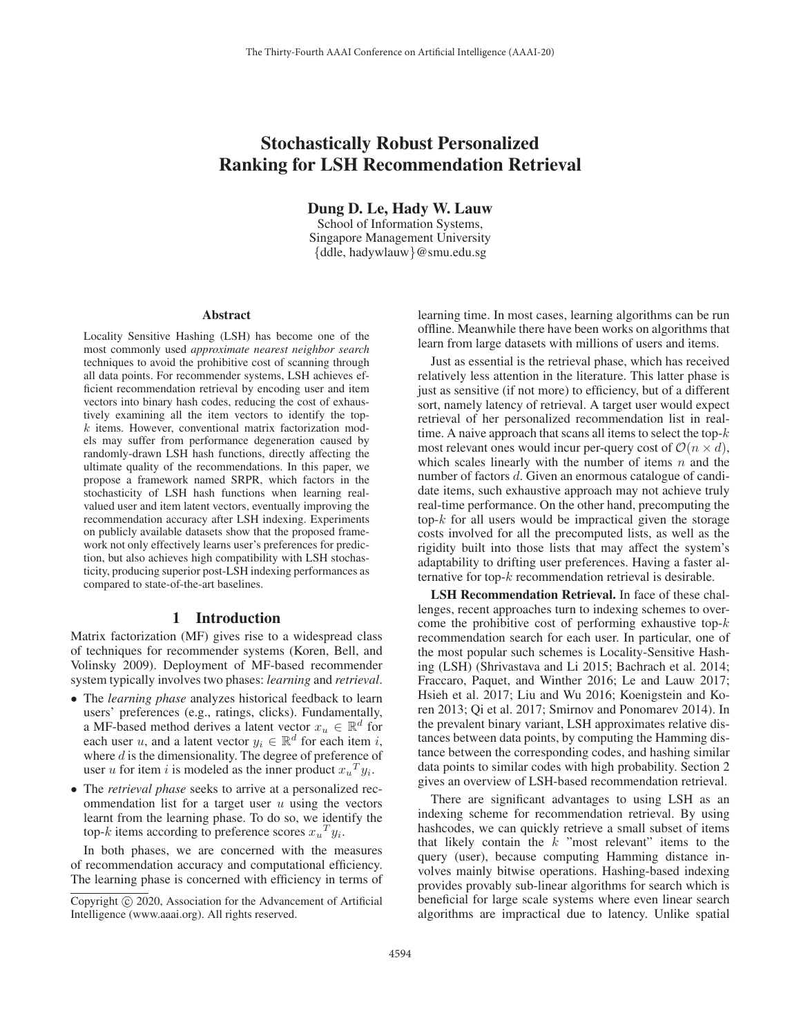# Stochastically Robust Personalized Ranking for LSH Recommendation Retrieval

**Dung D. Le, Hady W. Lauw**

School of Information Systems,
Singapore Management University
{ddle, hadywlauw}@smu.edu.sg

## Abstract

Locality Sensitive Hashing (LSH) has become one of the most commonly used *approximate nearest neighbor search* techniques to avoid the prohibitive cost of scanning through all data points. For recommender systems, LSH achieves efficient recommendation retrieval by encoding user and item vectors into binary hash codes, reducing the cost of exhaustively examining all the item vectors to identify the top-$k$ items. However, conventional matrix factorization models may suffer from performance degeneration caused by randomly-drawn LSH hash functions, directly affecting the ultimate quality of the recommendations. In this paper, we propose a framework named SRPR, which factors in the stochasticity of LSH hash functions when learning real-valued user and item latent vectors, eventually improving the recommendation accuracy after LSH indexing. Experiments on publicly available datasets show that the proposed framework not only effectively learns user's preferences for prediction, but also achieves high compatibility with LSH stochasticity, producing superior post-LSH indexing performances as compared to state-of-the-art baselines.

## 1 Introduction

Matrix factorization (MF) gives rise to a widespread class of techniques for recommender systems (Koren, Bell, and Volinsky 2009). Deployment of MF-based recommender system typically involves two phases: *learning* and *retrieval*.

- The *learning phase* analyzes historical feedback to learn users' preferences (e.g., ratings, clicks). Fundamentally, a MF-based method derives a latent vector $x_u \in \mathbb{R}^d$ for each user $u$, and a latent vector $y_i \in \mathbb{R}^d$ for each item $i$, where $d$ is the dimensionality. The degree of preference of user $u$ for item $i$ is modeled as the inner product ${x_u}^T y_i$.
- The *retrieval phase* seeks to arrive at a personalized recommendation list for a target user $u$ using the vectors learnt from the learning phase. To do so, we identify the top-$k$ items according to preference scores ${x_u}^T y_i$.

In both phases, we are concerned with the measures of recommendation accuracy and computational efficiency. The learning phase is concerned with efficiency in terms of learning time. In most cases, learning algorithms can be run offline. Meanwhile there have been works on algorithms that learn from large datasets with millions of users and items.

Just as essential is the retrieval phase, which has received relatively less attention in the literature. This latter phase is just as sensitive (if not more) to efficiency, but of a different sort, namely latency of retrieval. A target user would expect retrieval of her personalized recommendation list in real-time. A naive approach that scans all items to select the top-$k$ most relevant ones would incur per-query cost of $\mathcal{O}(n \times d)$, which scales linearly with the number of items $n$ and the number of factors $d$. Given an enormous catalogue of candidate items, such exhaustive approach may not achieve truly real-time performance. On the other hand, precomputing the top-$k$ for all users would be impractical given the storage costs involved for all the precomputed lists, as well as the rigidity built into those lists that may affect the system's adaptability to drifting user preferences. Having a faster alternative for top-$k$ recommendation retrieval is desirable.

**LSH Recommendation Retrieval.** In face of these challenges, recent approaches turn to indexing schemes to overcome the prohibitive cost of performing exhaustive top-$k$ recommendation search for each user. In particular, one of the most popular such schemes is Locality-Sensitive Hashing (LSH) (Shrivastava and Li 2015; Bachrach et al. 2014; Fraccaro, Paquet, and Winther 2016; Le and Lauw 2017; Hsieh et al. 2017; Liu and Wu 2016; Koenigstein and Koren 2013; Qi et al. 2017; Smirnov and Ponomarev 2014). In the prevalent binary variant, LSH approximates relative distances between data points, by computing the Hamming distance between the corresponding codes, and hashing similar data points to similar codes with high probability. Section 2 gives an overview of LSH-based recommendation retrieval.

There are significant advantages to using LSH as an indexing scheme for recommendation retrieval. By using hashcodes, we can quickly retrieve a small subset of items that likely contain the $k$ "most relevant" items to the query (user), because computing Hamming distance involves mainly bitwise operations. Hashing-based indexing provides provably sub-linear algorithms for search which is beneficial for large scale systems where even linear search algorithms are impractical due to latency. Unlike spatial

Copyright © 2020, Association for the Advancement of Artificial Intelligence (www.aaai.org). All rights reserved.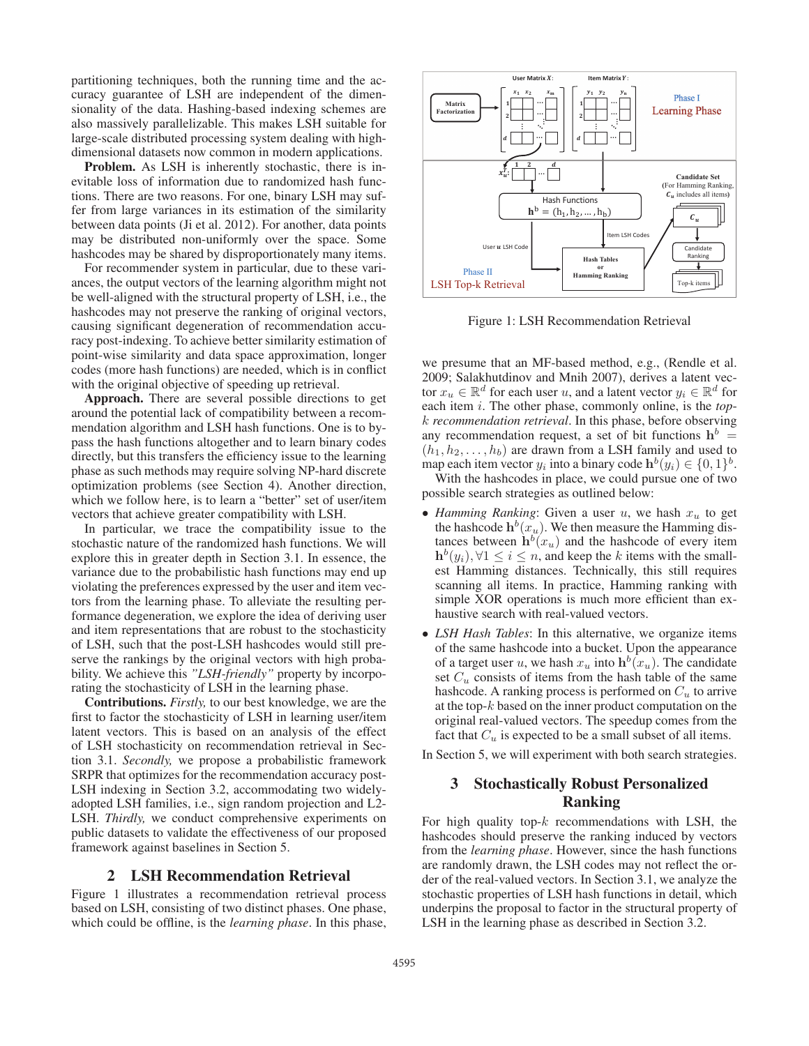partitioning techniques, both the running time and the accuracy guarantee of LSH are independent of the dimensionality of the data. Hashing-based indexing schemes are also massively parallelizable. This makes LSH suitable for large-scale distributed processing system dealing with high-dimensional datasets now common in modern applications.

**Problem.** As LSH is inherently stochastic, there is inevitable loss of information due to randomized hash functions. There are two reasons. For one, binary LSH may suffer from large variances in its estimation of the similarity between data points (Ji et al. 2012). For another, data points may be distributed non-uniformly over the space. Some hashcodes may be shared by disproportionately many items.

For recommender system in particular, due to these variances, the output vectors of the learning algorithm might not be well-aligned with the structural property of LSH, i.e., the hashcodes may not preserve the ranking of original vectors, causing significant degeneration of recommendation accuracy post-indexing. To achieve better similarity estimation of point-wise similarity and data space approximation, longer codes (more hash functions) are needed, which is in conflict with the original objective of speeding up retrieval.

**Approach.** There are several possible directions to get around the potential lack of compatibility between a recommendation algorithm and LSH hash functions. One is to bypass the hash functions altogether and to learn binary codes directly, but this transfers the efficiency issue to the learning phase as such methods may require solving NP-hard discrete optimization problems (see Section 4). Another direction, which we follow here, is to learn a "better" set of user/item vectors that achieve greater compatibility with LSH.

In particular, we trace the compatibility issue to the stochastic nature of the randomized hash functions. We will explore this in greater depth in Section 3.1. In essence, the variance due to the probabilistic hash functions may end up violating the preferences expressed by the user and item vectors from the learning phase. To alleviate the resulting performance degeneration, we explore the idea of deriving user and item representations that are robust to the stochasticity of LSH, such that the post-LSH hashcodes would still preserve the rankings by the original vectors with high probability. We achieve this *"LSH-friendly"* property by incorporating the stochasticity of LSH in the learning phase.

**Contributions.** *Firstly,* to our best knowledge, we are the first to factor the stochasticity of LSH in learning user/item latent vectors. This is based on an analysis of the effect of LSH stochasticity on recommendation retrieval in Section 3.1. *Secondly,* we propose a probabilistic framework SRPR that optimizes for the recommendation accuracy post-LSH indexing in Section 3.2, accommodating two widely-adopted LSH families, i.e., sign random projection and L2-LSH. *Thirdly,* we conduct comprehensive experiments on public datasets to validate the effectiveness of our proposed framework against baselines in Section 5.

## 2 LSH Recommendation Retrieval

Figure 1 illustrates a recommendation retrieval process based on LSH, consisting of two distinct phases. One phase, which could be offline, is the *learning phase*. In this phase,

Figure 1: LSH Recommendation Retrieval

we presume that an MF-based method, e.g., (Rendle et al. 2009; Salakhutdinov and Mnih 2007), derives a latent vector $x_u \in \mathbb{R}^d$ for each user $u$, and a latent vector $y_i \in \mathbb{R}^d$ for each item $i$. The other phase, commonly online, is the *top-$k$ recommendation retrieval*. In this phase, before observing any recommendation request, a set of bit functions $\mathbf{h}^b = (h_1, h_2, \ldots, h_b)$ are drawn from a LSH family and used to map each item vector $y_i$ into a binary code $\mathbf{h}^b(y_i) \in \{0,1\}^b$.

With the hashcodes in place, we could pursue one of two possible search strategies as outlined below:

- *Hamming Ranking*: Given a user $u$, we hash $x_u$ to get the hashcode $\mathbf{h}^b(x_u)$. We then measure the Hamming distances between $\mathbf{h}^b(x_u)$ and the hashcode of every item $\mathbf{h}^b(y_i), \forall 1 \leq i \leq n$, and keep the $k$ items with the smallest Hamming distances. Technically, this still requires scanning all items. In practice, Hamming ranking with simple XOR operations is much more efficient than exhaustive search with real-valued vectors.
- *LSH Hash Tables*: In this alternative, we organize items of the same hashcode into a bucket. Upon the appearance of a target user $u$, we hash $x_u$ into $\mathbf{h}^b(x_u)$. The candidate set $C_u$ consists of items from the hash table of the same hashcode. A ranking process is performed on $C_u$ to arrive at the top-$k$ based on the inner product computation on the original real-valued vectors. The speedup comes from the fact that $C_u$ is expected to be a small subset of all items.

In Section 5, we will experiment with both search strategies.

## 3 Stochastically Robust Personalized Ranking

For high quality top-$k$ recommendations with LSH, the hashcodes should preserve the ranking induced by vectors from the *learning phase*. However, since the hash functions are randomly drawn, the LSH codes may not reflect the order of the real-valued vectors. In Section 3.1, we analyze the stochastic properties of LSH hash functions in detail, which underpins the proposal to factor in the structural property of LSH in the learning phase as described in Section 3.2.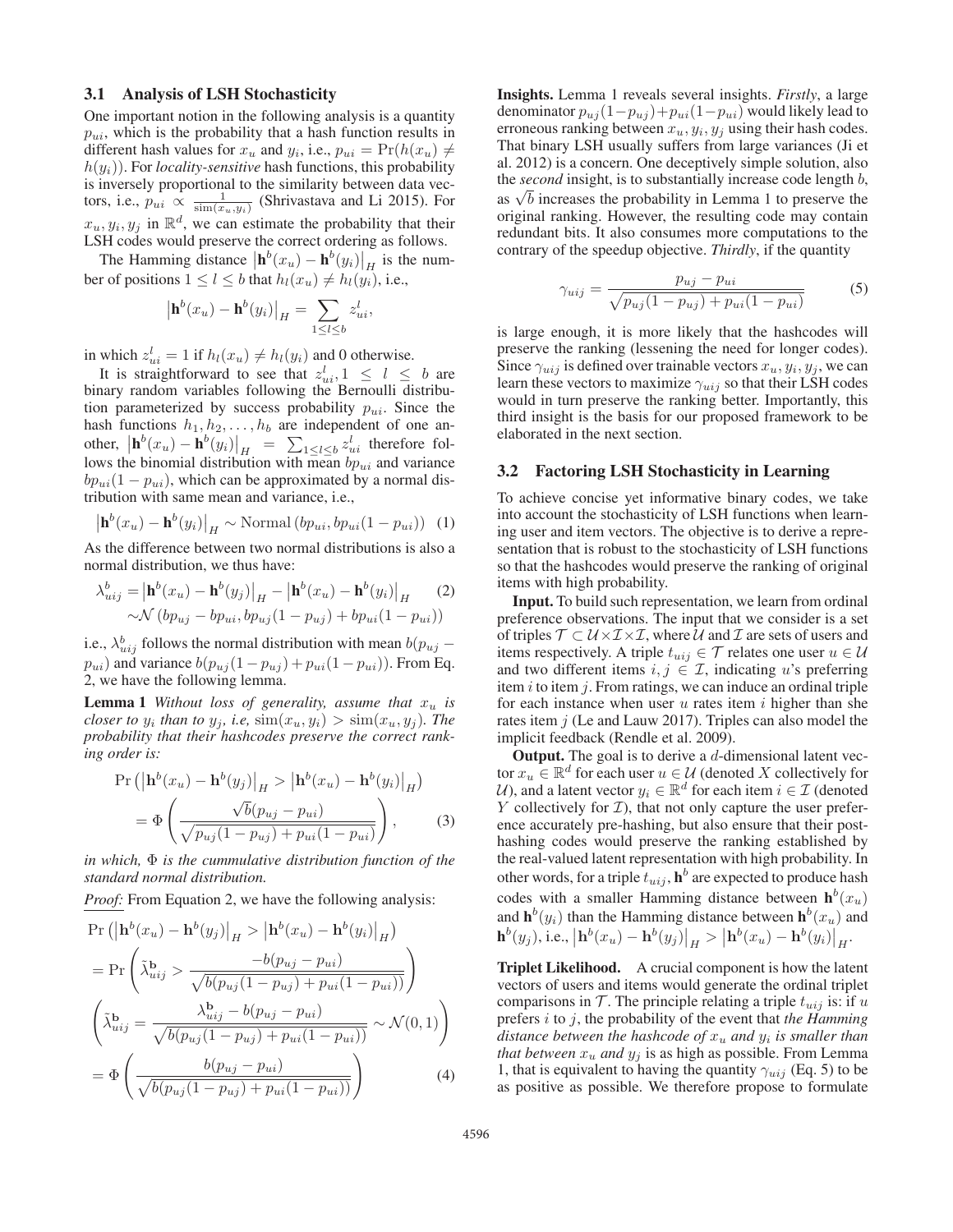### 3.1 Analysis of LSH Stochasticity

One important notion in the following analysis is a quantity $p_{ui}$, which is the probability that a hash function results in different hash values for $x_u$ and $y_i$, i.e., $p_{ui} = \Pr(h(x_u) \neq h(y_i))$. For *locality-sensitive* hash functions, this probability is inversely proportional to the similarity between data vectors, i.e., $p_{ui} \propto \frac{1}{\text{sim}(x_u, y_i)}$ (Shrivastava and Li 2015). For $x_u, y_i, y_j$ in $\mathbb{R}^d$, we can estimate the probability that their LSH codes would preserve the correct ordering as follows.

The Hamming distance $\left|\mathbf{h}^b(x_u) - \mathbf{h}^b(y_i)\right|_H$ is the number of positions $1 \leq l \leq b$ that $h_l(x_u) \neq h_l(y_i)$, i.e.,

$$\left|\mathbf{h}^b(x_u) - \mathbf{h}^b(y_i)\right|_H = \sum_{1 \leq l \leq b} z_{ui}^l,$$

in which $z_{ui}^l = 1$ if $h_l(x_u) \neq h_l(y_i)$ and 0 otherwise.

It is straightforward to see that $z_{ui}^l, 1 \leq l \leq b$ are binary random variables following the Bernoulli distribution parameterized by success probability $p_{ui}$. Since the hash functions $h_1, h_2, \ldots, h_b$ are independent of one another, $\left|\mathbf{h}^b(x_u) - \mathbf{h}^b(y_i)\right|_H = \sum_{1 \leq l \leq b} z_{ui}^l$ therefore follows the binomial distribution with mean $bp_{ui}$ and variance $bp_{ui}(1 - p_{ui})$, which can be approximated by a normal distribution with same mean and variance, i.e.,

$$\left|\mathbf{h}^b(x_u) - \mathbf{h}^b(y_i)\right|_H \sim \text{Normal}\left(bp_{ui}, bp_{ui}(1 - p_{ui})\right) \quad (1)$$

As the difference between two normal distributions is also a normal distribution, we thus have:

$$\begin{aligned} \lambda_{uij}^b = &\left|\mathbf{h}^b(x_u) - \mathbf{h}^b(y_j)\right|_H - \left|\mathbf{h}^b(x_u) - \mathbf{h}^b(y_i)\right|_H \\ &\sim \mathcal{N}\left(bp_{uj} - bp_{ui}, bp_{uj}(1 - p_{uj}) + bp_{ui}(1 - p_{ui})\right) \end{aligned} \quad (2)$$

i.e., $\lambda_{uij}^b$ follows the normal distribution with mean $b(p_{uj} - p_{ui})$ and variance $b(p_{uj}(1 - p_{uj}) + p_{ui}(1 - p_{ui}))$. From Eq. 2, we have the following lemma.

**Lemma 1** *Without loss of generality, assume that $x_u$ is closer to $y_i$ than to $y_j$, i.e, $\text{sim}(x_u, y_i) > \text{sim}(x_u, y_j)$. The probability that their hashcodes preserve the correct ranking order is:*

$$\begin{aligned} &\Pr\left(\left|\mathbf{h}^b(x_u) - \mathbf{h}^b(y_j)\right|_H > \left|\mathbf{h}^b(x_u) - \mathbf{h}^b(y_i)\right|_H\right) \\ &= \Phi\left(\frac{\sqrt{b}(p_{uj} - p_{ui})}{\sqrt{p_{uj}(1 - p_{uj}) + p_{ui}(1 - p_{ui})}}\right), \end{aligned} \quad (3)$$

*in which, $\Phi$ is the cummulative distribution function of the standard normal distribution.*

*Proof:* From Equation 2, we have the following analysis:

$$\begin{aligned} &\Pr\left(\left|\mathbf{h}^b(x_u) - \mathbf{h}^b(y_j)\right|_H > \left|\mathbf{h}^b(x_u) - \mathbf{h}^b(y_i)\right|_H\right) \\ &= \Pr\left(\tilde{\lambda}_{uij}^{\mathbf{b}} > \frac{-b(p_{uj} - p_{ui})}{\sqrt{b(p_{uj}(1 - p_{uj}) + p_{ui}(1 - p_{ui}))}}\right) \\ &\left(\tilde{\lambda}_{uij}^{\mathbf{b}} = \frac{\lambda_{uij}^{\mathbf{b}} - b(p_{uj} - p_{ui})}{\sqrt{b(p_{uj}(1 - p_{uj}) + p_{ui}(1 - p_{ui}))}} \sim \mathcal{N}(0, 1)\right) \\ &= \Phi\left(\frac{b(p_{uj} - p_{ui})}{\sqrt{b(p_{uj}(1 - p_{uj}) + p_{ui}(1 - p_{ui}))}}\right) \end{aligned} \quad (4)$$

**Insights.** Lemma 1 reveals several insights. *Firstly*, a large denominator $p_{uj}(1-p_{uj})+p_{ui}(1-p_{ui})$ would likely lead to erroneous ranking between $x_u, y_i, y_j$ using their hash codes. That binary LSH usually suffers from large variances (Ji et al. 2012) is a concern. One deceptively simple solution, also the *second* insight, is to substantially increase code length $b$, as $\sqrt{b}$ increases the probability in Lemma 1 to preserve the original ranking. However, the resulting code may contain redundant bits. It also consumes more computations to the contrary of the speedup objective. *Thirdly*, if the quantity

$$\gamma_{uij} = \frac{p_{uj} - p_{ui}}{\sqrt{p_{uj}(1 - p_{uj}) + p_{ui}(1 - p_{ui})}} \quad (5)$$

is large enough, it is more likely that the hashcodes will preserve the ranking (lessening the need for longer codes). Since $\gamma_{uij}$ is defined over trainable vectors $x_u, y_i, y_j$, we can learn these vectors to maximize $\gamma_{uij}$ so that their LSH codes would in turn preserve the ranking better. Importantly, this third insight is the basis for our proposed framework to be elaborated in the next section.

### 3.2 Factoring LSH Stochasticity in Learning

To achieve concise yet informative binary codes, we take into account the stochasticity of LSH functions when learning user and item vectors. The objective is to derive a representation that is robust to the stochasticity of LSH functions so that the hashcodes would preserve the ranking of original items with high probability.

**Input.** To build such representation, we learn from ordinal preference observations. The input that we consider is a set of triples $\mathcal{T} \subset \mathcal{U} \times \mathcal{I} \times \mathcal{I}$, where $\mathcal{U}$ and $\mathcal{I}$ are sets of users and items respectively. A triple $t_{uij} \in \mathcal{T}$ relates one user $u \in \mathcal{U}$ and two different items $i, j \in \mathcal{I}$, indicating $u$'s preferring item $i$ to item $j$. From ratings, we can induce an ordinal triple for each instance when user $u$ rates item $i$ higher than she rates item $j$ (Le and Lauw 2017). Triples can also model the implicit feedback (Rendle et al. 2009).

**Output.** The goal is to derive a $d$-dimensional latent vector $x_u \in \mathbb{R}^d$ for each user $u \in \mathcal{U}$ (denoted $X$ collectively for $\mathcal{U}$), and a latent vector $y_i \in \mathbb{R}^d$ for each item $i \in \mathcal{I}$ (denoted $Y$ collectively for $\mathcal{I}$), that not only capture the user preference accurately pre-hashing, but also ensure that their post-hashing codes would preserve the ranking established by the real-valued latent representation with high probability. In other words, for a triple $t_{uij}$, $\mathbf{h}^b$ are expected to produce hash codes with a smaller Hamming distance between $\mathbf{h}^b(x_u)$ and $\mathbf{h}^b(y_i)$ than the Hamming distance between $\mathbf{h}^b(x_u)$ and $\mathbf{h}^b(y_j)$, i.e., $\left|\mathbf{h}^b(x_u) - \mathbf{h}^b(y_j)\right|_H > \left|\mathbf{h}^b(x_u) - \mathbf{h}^b(y_i)\right|_H$.

**Triplet Likelihood.** A crucial component is how the latent vectors of users and items would generate the ordinal triplet comparisons in $\mathcal{T}$. The principle relating a triple $t_{uij}$ is: if $u$ prefers $i$ to $j$, the probability of the event that *the Hamming distance between the hashcode of $x_u$ and $y_i$ is smaller than that between $x_u$ and $y_j$* is as high as possible. From Lemma 1, that is equivalent to having the quantity $\gamma_{uij}$ (Eq. 5) to be as positive as possible. We therefore propose to formulate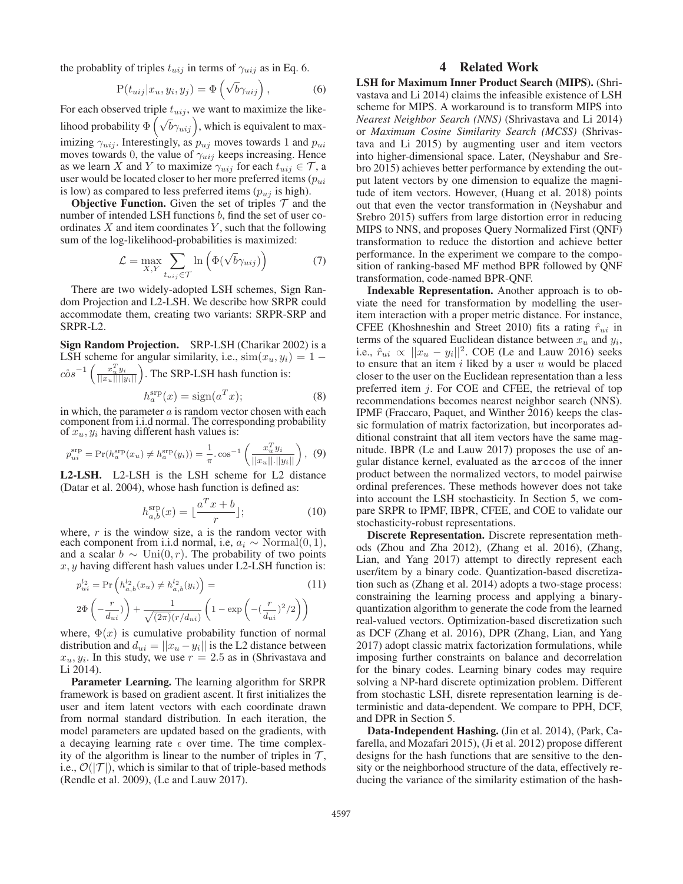the probablity of triples $t_{uij}$ in terms of $\gamma_{uij}$ as in Eq. 6.

$$\mathrm{P}(t_{uij}|x_u, y_i, y_j) = \Phi\left(\sqrt{b}\gamma_{uij}\right), \tag{6}$$

For each observed triple $t_{uij}$, we want to maximize the likelihood probability $\Phi\left(\sqrt{b}\gamma_{uij}\right)$, which is equivalent to maximizing $\gamma_{uij}$. Interestingly, as $p_{uj}$ moves towards 1 and $p_{ui}$ moves towards 0, the value of $\gamma_{uij}$ keeps increasing. Hence as we learn $X$ and $Y$ to maximize $\gamma_{uij}$ for each $t_{uij} \in \mathcal{T}$, a user would be located closer to her more preferred items ($p_{ui}$ is low) as compared to less preferred items ($p_{uj}$ is high).

**Objective Function.** Given the set of triples $\mathcal{T}$ and the number of intended LSH functions $b$, find the set of user coordinates $X$ and item coordinates $Y$, such that the following sum of the log-likelihood-probabilities is maximized:

$$\mathcal{L} = \max_{X,Y} \sum_{t_{uij} \in \mathcal{T}} \ln\left(\Phi(\sqrt{b}\gamma_{uij})\right) \tag{7}$$

There are two widely-adopted LSH schemes, Sign Random Projection and L2-LSH. We describe how SRPR could accommodate them, creating two variants: SRPR-SRP and SRPR-L2.

**Sign Random Projection.** SRP-LSH (Charikar 2002) is a LSH scheme for angular similarity, i.e., $\mathrm{sim}(x_u, y_i) = 1 - \mathring{cos}^{-1}\left(\frac{x_u^T y_i}{||x_u||||y_i||}\right)$. The SRP-LSH hash function is:

$$h_a^{\mathrm{srp}}(x) = \mathrm{sign}(a^T x); \tag{8}$$

in which, the parameter $a$ is random vector chosen with each component from i.i.d normal. The corresponding probability of $x_u, y_i$ having different hash values is:

$$p_{ui}^{\mathrm{srp}} = \Pr(h_a^{\mathrm{srp}}(x_u) \neq h_a^{\mathrm{srp}}(y_i)) = \frac{1}{\pi} \cdot \cos^{-1}\left(\frac{x_u^T y_i}{||x_u||.||y_i||}\right), \tag{9}$$

**L2-LSH.** L2-LSH is the LSH scheme for L2 distance (Datar et al. 2004), whose hash function is defined as:

$$h_{a,b}^{\mathrm{srp}}(x) = \lfloor \frac{a^T x + b}{r} \rfloor; \tag{10}$$

where, $r$ is the window size, a is the random vector with each component from i.i.d normal, i.e, $a_i \sim \mathrm{Normal}(0, 1)$, and a scalar $b \sim \mathrm{Uni}(0, r)$. The probability of two points $x, y$ having different hash values under L2-LSH function is:

$$p_{ui}^{l_2} = \Pr\left(h_{a,b}^{l_2}(x_u) \neq h_{a,b}^{l_2}(y_i)\right) = \tag{11}$$

$$2\Phi\left(-\frac{r}{d_{ui}})\right) + \frac{1}{\sqrt{(2\pi)}(r/d_{ui})}\left(1 - \exp\left(-(\frac{r}{d_{ui}})^2/2\right)\right)$$

where, $\Phi(x)$ is cumulative probability function of normal distribution and $d_{ui} = ||x_u - y_i||$ is the L2 distance between $x_u, y_i$. In this study, we use $r = 2.5$ as in (Shrivastava and Li 2014).

**Parameter Learning.** The learning algorithm for SRPR framework is based on gradient ascent. It first initializes the user and item latent vectors with each coordinate drawn from normal standard distribution. In each iteration, the model parameters are updated based on the gradients, with a decaying learning rate $\epsilon$ over time. The time complexity of the algorithm is linear to the number of triples in $\mathcal{T}$, i.e., $\mathcal{O}(|\mathcal{T}|)$, which is similar to that of triple-based methods (Rendle et al. 2009), (Le and Lauw 2017).

# 4 Related Work

**LSH for Maximum Inner Product Search (MIPS).** (Shrivastava and Li 2014) claims the infeasible existence of LSH scheme for MIPS. A workaround is to transform MIPS into *Nearest Neighbor Search (NNS)* (Shrivastava and Li 2014) or *Maximum Cosine Similarity Search (MCSS)* (Shrivastava and Li 2015) by augmenting user and item vectors into higher-dimensional space. Later, (Neyshabur and Srebro 2015) achieves better performance by extending the output latent vectors by one dimension to equalize the magnitude of item vectors. However, (Huang et al. 2018) points out that even the vector transformation in (Neyshabur and Srebro 2015) suffers from large distortion error in reducing MIPS to NNS, and proposes Query Normalized First (QNF) transformation to reduce the distortion and achieve better performance. In the experiment we compare to the composition of ranking-based MF method BPR followed by QNF transformation, code-named BPR-QNF.

**Indexable Representation.** Another approach is to obviate the need for transformation by modelling the user-item interaction with a proper metric distance. For instance, CFEE (Khoshneshin and Street 2010) fits a rating $\hat{r}_{ui}$ in terms of the squared Euclidean distance between $x_u$ and $y_i$, i.e., $\hat{r}_{ui} \propto ||x_u - y_i||^2$. COE (Le and Lauw 2016) seeks to ensure that an item $i$ liked by a user $u$ would be placed closer to the user on the Euclidean representation than a less preferred item $j$. For COE and CFEE, the retrieval of top recommendations becomes nearest neighbor search (NNS). IPMF (Fraccaro, Paquet, and Winther 2016) keeps the classic formulation of matrix factorization, but incorporates additional constraint that all item vectors have the same magnitude. IBPR (Le and Lauw 2017) proposes the use of angular distance kernel, evaluated as the `arccos` of the inner product between the normalized vectors, to model pairwise ordinal preferences. These methods however does not take into account the LSH stochasticity. In Section 5, we compare SRPR to IPMF, IBPR, CFEE, and COE to validate our stochasticity-robust representations.

**Discrete Representation.** Discrete representation methods (Zhou and Zha 2012), (Zhang et al. 2016), (Zhang, Lian, and Yang 2017) attempt to directly represent each user/item by a binary code. Quantization-based discretization such as (Zhang et al. 2014) adopts a two-stage process: constraining the learning process and applying a binary-quantization algorithm to generate the code from the learned real-valued vectors. Optimization-based discretization such as DCF (Zhang et al. 2016), DPR (Zhang, Lian, and Yang 2017) adopt classic matrix factorization formulations, while imposing further constraints on balance and decorrelation for the binary codes. Learning binary codes may require solving a NP-hard discrete optimization problem. Different from stochastic LSH, disrete representation learning is deterministic and data-dependent. We compare to PPH, DCF, and DPR in Section 5.

**Data-Independent Hashing.** (Jin et al. 2014), (Park, Cafarella, and Mozafari 2015), (Ji et al. 2012) propose different designs for the hash functions that are sensitive to the density or the neighborhood structure of the data, effectively reducing the variance of the similarity estimation of the hash-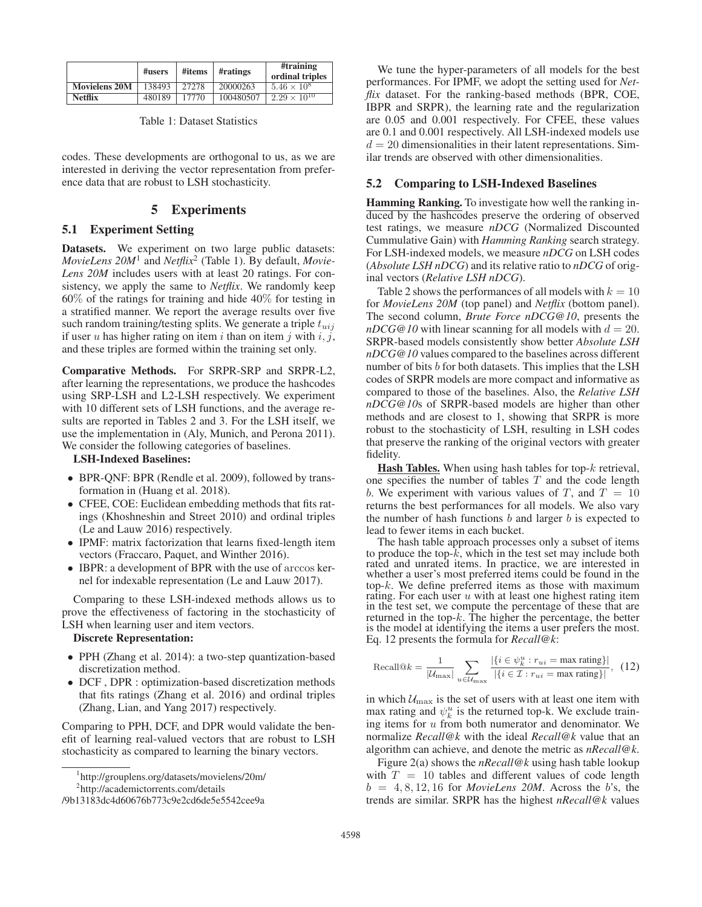| | #users | #items | #ratings | #training ordinal triples |
| --- | --- | --- | --- | --- |
| **Movielens 20M** | 138493 | 27278 | 20000263 | $5.46 \times 10^8$ |
| **Netflix** | 480189 | 17770 | 100480507 | $2.29 \times 10^{10}$ |

Table 1: Dataset Statistics

codes. These developments are orthogonal to us, as we are interested in deriving the vector representation from preference data that are robust to LSH stochasticity.

# 5 Experiments

## 5.1 Experiment Setting

**Datasets.** We experiment on two large public datasets: *MovieLens 20M*[1] and *Netflix*[2] (Table 1). By default, *MovieLens 20M* includes users with at least 20 ratings. For consistency, we apply the same to *Netflix*. We randomly keep 60% of the ratings for training and hide 40% for testing in a stratified manner. We report the average results over five such random training/testing splits. We generate a triple $t_{uij}$ if user $u$ has higher rating on item $i$ than on item $j$ with $i, j$, and these triples are formed within the training set only.

**Comparative Methods.** For SRPR-SRP and SRPR-L2, after learning the representations, we produce the hashcodes using SRP-LSH and L2-LSH respectively. We experiment with 10 different sets of LSH functions, and the average results are reported in Tables 2 and 3. For the LSH itself, we use the implementation in (Aly, Munich, and Perona 2011). We consider the following categories of baselines.

**LSH-Indexed Baselines:**

- BPR-QNF: BPR (Rendle et al. 2009), followed by transformation in (Huang et al. 2018).
- CFEE, COE: Euclidean embedding methods that fits ratings (Khoshneshin and Street 2010) and ordinal triples (Le and Lauw 2016) respectively.
- IPMF: matrix factorization that learns fixed-length item vectors (Fraccaro, Paquet, and Winther 2016).
- IBPR: a development of BPR with the use of $\arccos$ kernel for indexable representation (Le and Lauw 2017).

Comparing to these LSH-indexed methods allows us to prove the effectiveness of factoring in the stochasticity of LSH when learning user and item vectors.

**Discrete Representation:**

- PPH (Zhang et al. 2014): a two-step quantization-based discretization method.
- DCF , DPR : optimization-based discretization methods that fits ratings (Zhang et al. 2016) and ordinal triples (Zhang, Lian, and Yang 2017) respectively.

Comparing to PPH, DCF, and DPR would validate the benefit of learning real-valued vectors that are robust to LSH stochasticity as compared to learning the binary vectors.

[1] http://grouplens.org/datasets/movielens/20m/

[2] http://academictorrents.com/details/9b13183dc4d60676b773c9e2cd6de5e5542cee9a

We tune the hyper-parameters of all models for the best performances. For IPMF, we adopt the setting used for *Netflix* dataset. For the ranking-based methods (BPR, COE, IBPR and SRPR), the learning rate and the regularization are 0.05 and 0.001 respectively. For CFEE, these values are 0.1 and 0.001 respectively. All LSH-indexed models use $d = 20$ dimensionalities in their latent representations. Similar trends are observed with other dimensionalities.

## 5.2 Comparing to LSH-Indexed Baselines

**Hamming Ranking.** To investigate how well the ranking induced by the hashcodes preserve the ordering of observed test ratings, we measure *nDCG* (Normalized Discounted Cummulative Gain) with *Hamming Ranking* search strategy. For LSH-indexed models, we measure *nDCG* on LSH codes (*Absolute LSH nDCG*) and its relative ratio to *nDCG* of original vectors (*Relative LSH nDCG*).

Table 2 shows the performances of all models with $k = 10$ for *MovieLens 20M* (top panel) and *Netflix* (bottom panel). The second column, *Brute Force nDCG@10*, presents the *nDCG@10* with linear scanning for all models with $d = 20$. SRPR-based models consistently show better *Absolute LSH nDCG@10* values compared to the baselines across different number of bits $b$ for both datasets. This implies that the LSH codes of SRPR models are more compact and informative as compared to those of the baselines. Also, the *Relative LSH nDCG@10*s of SRPR-based models are higher than other methods and are closest to 1, showing that SRPR is more robust to the stochasticity of LSH, resulting in LSH codes that preserve the ranking of the original vectors with greater fidelity.

**Hash Tables.** When using hash tables for top-$k$ retrieval, one specifies the number of tables $T$ and the code length $b$. We experiment with various values of $T$, and $T = 10$ returns the best performances for all models. We also vary the number of hash functions $b$ and larger $b$ is expected to lead to fewer items in each bucket.

The hash table approach processes only a subset of items to produce the top-$k$, which in the test set may include both rated and unrated items. In practice, we are interested in whether a user's most preferred items could be found in the top-$k$. We define preferred items as those with maximum rating. For each user $u$ with at least one highest rating item in the test set, we compute the percentage of these that are returned in the top-$k$. The higher the percentage, the better is the model at identifying the items a user prefers the most. Eq. 12 presents the formula for *Recall@k*:

$$\text{Recall@}k = \frac{1}{|\mathcal{U}_{\max}|} \sum_{u \in \mathcal{U}_{\max}} \frac{|\{i \in \psi_k^u : r_{ui} = \text{max rating}\}|}{|\{i \in \mathcal{I} : r_{ui} = \text{max rating}\}|}, \quad (12)$$

in which $\mathcal{U}_{\max}$ is the set of users with at least one item with max rating and $\psi_k^u$ is the returned top-k. We exclude training items for $u$ from both numerator and denominator. We normalize *Recall@k* with the ideal *Recall@k* value that an algorithm can achieve, and denote the metric as *nRecall@k*.

Figure 2(a) shows the *nRecall@k* using hash table lookup with $T = 10$ tables and different values of code length $b = 4, 8, 12, 16$ for *MovieLens 20M*. Across the $b$'s, the trends are similar. SRPR has the highest *nRecall@k* values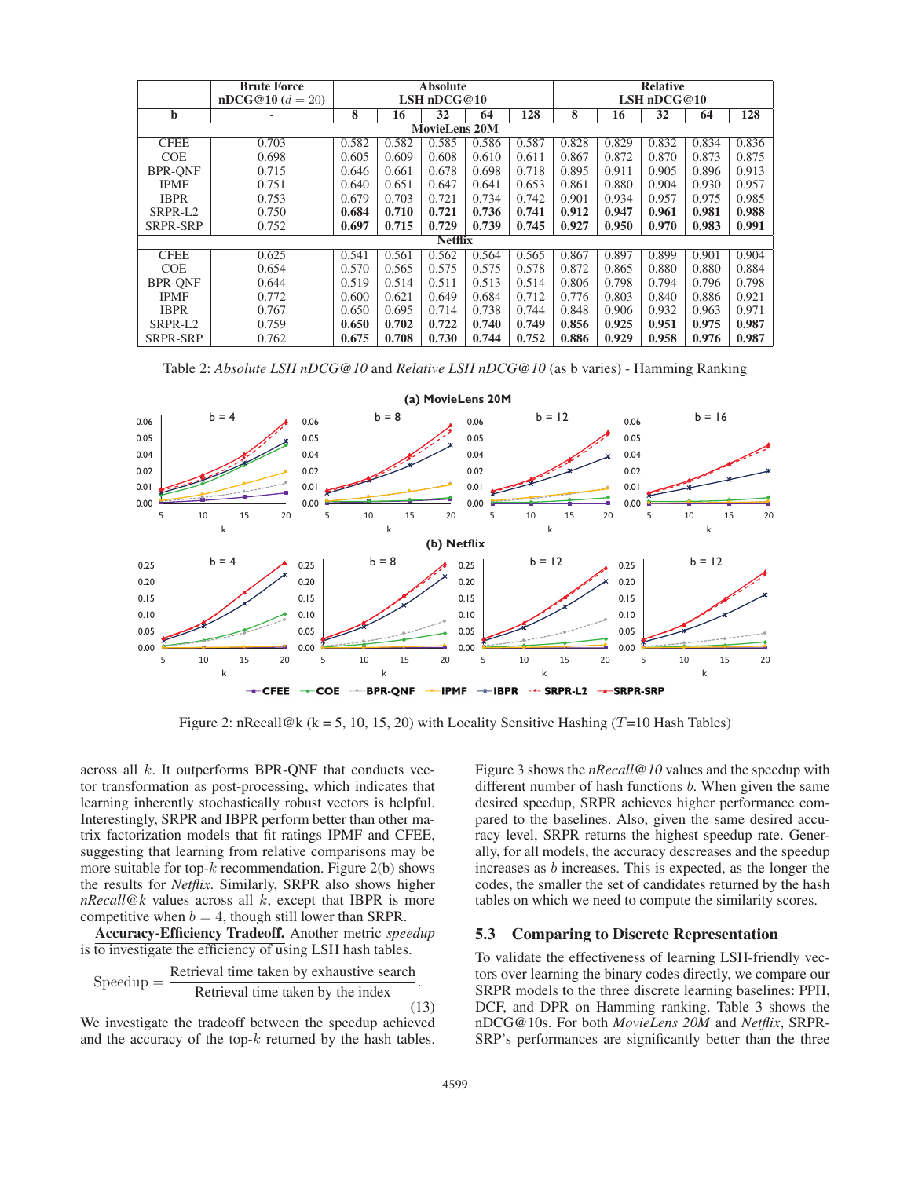| | Brute Force nDCG@10 ($d = 20$) | Absolute LSH nDCG@10 | | | | | Relative LSH nDCG@10 | | | | |
|---|---|---|---|---|---|---|---|---|---|---|---|
| **b** | - | 8 | 16 | 32 | 64 | 128 | 8 | 16 | 32 | 64 | 128 |
| **MovieLens 20M** | | | | | | | | | | | |
| CFEE | 0.703 | 0.582 | 0.582 | 0.585 | 0.586 | 0.587 | 0.828 | 0.829 | 0.832 | 0.834 | 0.836 |
| COE | 0.698 | 0.605 | 0.609 | 0.608 | 0.610 | 0.611 | 0.867 | 0.872 | 0.870 | 0.873 | 0.875 |
| BPR-QNF | 0.715 | 0.646 | 0.661 | 0.678 | 0.698 | 0.718 | 0.895 | 0.911 | 0.905 | 0.896 | 0.913 |
| IPMF | 0.751 | 0.640 | 0.651 | 0.647 | 0.641 | 0.653 | 0.861 | 0.880 | 0.904 | 0.930 | 0.957 |
| IBPR | 0.753 | 0.679 | 0.703 | 0.721 | 0.734 | 0.742 | 0.901 | 0.934 | 0.957 | 0.975 | 0.985 |
| SRPR-L2 | 0.750 | **0.684** | **0.710** | **0.721** | **0.736** | **0.741** | **0.912** | **0.947** | **0.961** | **0.981** | **0.988** |
| SRPR-SRP | 0.752 | **0.697** | **0.715** | **0.729** | **0.739** | **0.745** | **0.927** | **0.950** | **0.970** | **0.983** | **0.991** |
| **Netflix** | | | | | | | | | | | |
| CFEE | 0.625 | 0.541 | 0.561 | 0.562 | 0.564 | 0.565 | 0.867 | 0.897 | 0.899 | 0.901 | 0.904 |
| COE | 0.654 | 0.570 | 0.565 | 0.575 | 0.575 | 0.578 | 0.872 | 0.865 | 0.880 | 0.880 | 0.884 |
| BPR-QNF | 0.644 | 0.519 | 0.514 | 0.511 | 0.513 | 0.514 | 0.806 | 0.798 | 0.794 | 0.796 | 0.798 |
| IPMF | 0.772 | 0.600 | 0.621 | 0.649 | 0.684 | 0.712 | 0.776 | 0.803 | 0.840 | 0.886 | 0.921 |
| IBPR | 0.767 | 0.650 | 0.695 | 0.714 | 0.738 | 0.744 | 0.848 | 0.906 | 0.932 | 0.963 | 0.971 |
| SRPR-L2 | 0.759 | **0.650** | **0.702** | **0.722** | **0.740** | **0.749** | **0.856** | **0.925** | **0.951** | **0.975** | **0.987** |
| SRPR-SRP | 0.762 | **0.675** | **0.708** | **0.730** | **0.744** | **0.752** | **0.886** | **0.929** | **0.958** | **0.976** | **0.987** |

Table 2: *Absolute LSH nDCG@10* and *Relative LSH nDCG@10* (as b varies) - Hamming Ranking

Figure 2: nRecall@k (k = 5, 10, 15, 20) with Locality Sensitive Hashing ($T$=10 Hash Tables)

across all $k$. It outperforms BPR-QNF that conducts vector transformation as post-processing, which indicates that learning inherently stochastically robust vectors is helpful. Interestingly, SRPR and IBPR perform better than other matrix factorization models that fit ratings IPMF and CFEE, suggesting that learning from relative comparisons may be more suitable for top-$k$ recommendation. Figure 2(b) shows the results for *Netflix*. Similarly, SRPR also shows higher *nRecall@k* values across all $k$, except that IBPR is more competitive when $b = 4$, though still lower than SRPR.

**Accuracy-Efficiency Tradeoff.** Another metric *speedup* is to investigate the efficiency of using LSH hash tables.

$$\text{Speedup} = \frac{\text{Retrieval time taken by exhaustive search}}{\text{Retrieval time taken by the index}}. \tag{13}$$

We investigate the tradeoff between the speedup achieved and the accuracy of the top-$k$ returned by the hash tables. Figure 3 shows the *nRecall@10* values and the speedup with different number of hash functions $b$. When given the same desired speedup, SRPR achieves higher performance compared to the baselines. Also, given the same desired accuracy level, SRPR returns the highest speedup rate. Generally, for all models, the accuracy descreases and the speedup increases as $b$ increases. This is expected, as the longer the codes, the smaller the set of candidates returned by the hash tables on which we need to compute the similarity scores.

## 5.3 Comparing to Discrete Representation

To validate the effectiveness of learning LSH-friendly vectors over learning the binary codes directly, we compare our SRPR models to the three discrete learning baselines: PPH, DCF, and DPR on Hamming ranking. Table 3 shows the nDCG@10s. For both *MovieLens 20M* and *Netflix*, SRPR-SRP's performances are significantly better than the three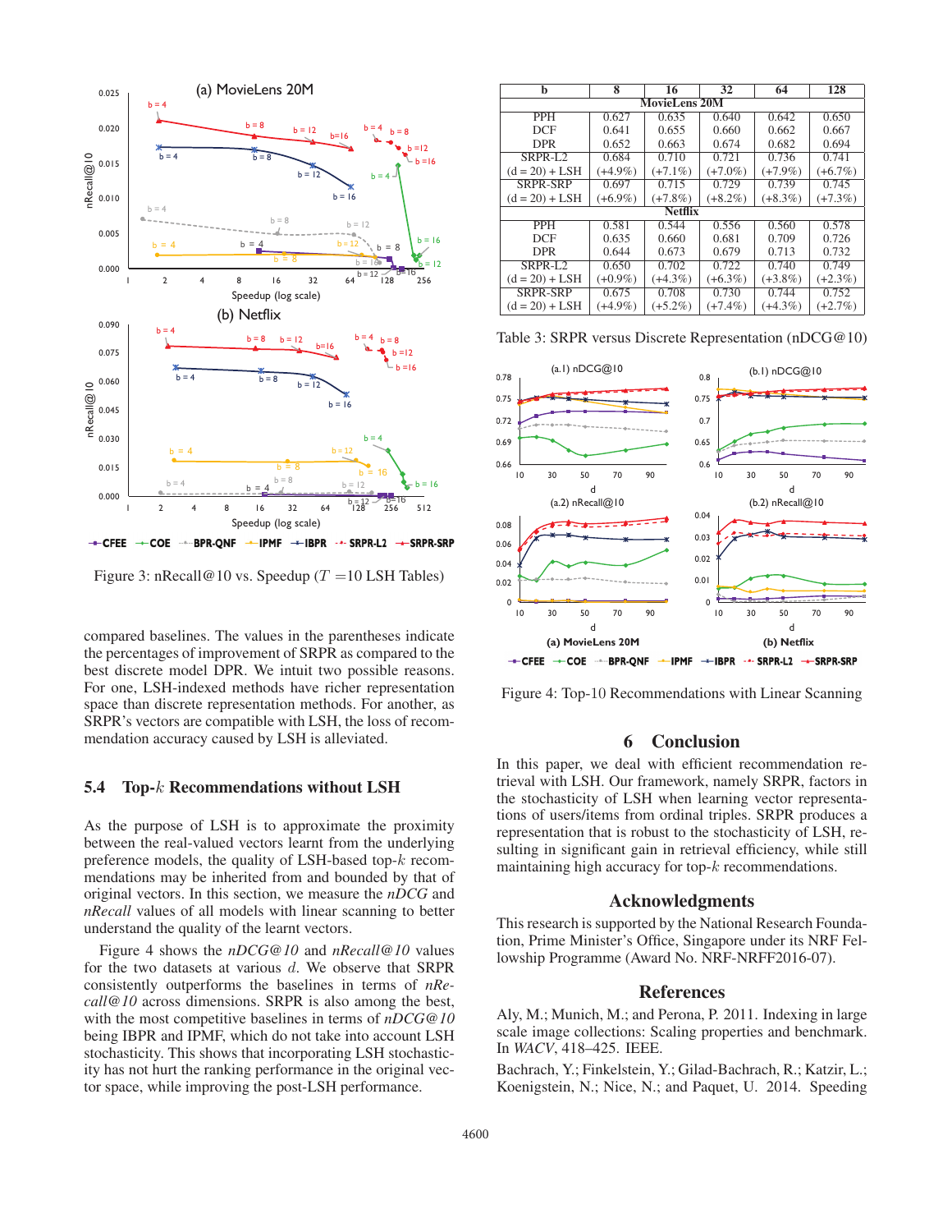Figure 3: nRecall@10 vs. Speedup ($T$ =10 LSH Tables)

compared baselines. The values in the parentheses indicate the percentages of improvement of SRPR as compared to the best discrete model DPR. We intuit two possible reasons. For one, LSH-indexed methods have richer representation space than discrete representation methods. For another, as SRPR's vectors are compatible with LSH, the loss of recommendation accuracy caused by LSH is alleviated.

### 5.4 Top-$k$ Recommendations without LSH

As the purpose of LSH is to approximate the proximity between the real-valued vectors learnt from the underlying preference models, the quality of LSH-based top-$k$ recommendations may be inherited from and bounded by that of original vectors. In this section, we measure the *nDCG* and *nRecall* values of all models with linear scanning to better understand the quality of the learnt vectors.

Figure 4 shows the *nDCG@10* and *nRecall@10* values for the two datasets at various $d$. We observe that SRPR consistently outperforms the baselines in terms of *nRecall@10* across dimensions. SRPR is also among the best, with the most competitive baselines in terms of *nDCG@10* being IBPR and IPMF, which do not take into account LSH stochasticity. This shows that incorporating LSH stochasticity has not hurt the ranking performance in the original vector space, while improving the post-LSH performance.

| b | 8 | 16 | 32 | 64 | 128 |
|---|---|---|---|---|---|
| **MovieLens 20M** | | | | | |
| PPH | 0.627 | 0.635 | 0.640 | 0.642 | 0.650 |
| DCF | 0.641 | 0.655 | 0.660 | 0.662 | 0.667 |
| DPR | 0.652 | 0.663 | 0.674 | 0.682 | 0.694 |
| SRPR-L2 (d = 20) + LSH | 0.684 (+4.9%) | 0.710 (+7.1%) | 0.721 (+7.0%) | 0.736 (+7.9%) | 0.741 (+6.7%) |
| SRPR-SRP (d = 20) + LSH | 0.697 (+6.9%) | 0.715 (+7.8%) | 0.729 (+8.2%) | 0.739 (+8.3%) | 0.745 (+7.3%) |
| **Netflix** | | | | | |
| PPH | 0.581 | 0.544 | 0.556 | 0.560 | 0.578 |
| DCF | 0.635 | 0.660 | 0.681 | 0.709 | 0.726 |
| DPR | 0.644 | 0.673 | 0.679 | 0.713 | 0.732 |
| SRPR-L2 (d = 20) + LSH | 0.650 (+0.9%) | 0.702 (+4.3%) | 0.722 (+6.3%) | 0.740 (+3.8%) | 0.749 (+2.3%) |
| SRPR-SRP (d = 20) + LSH | 0.675 (+4.9%) | 0.708 (+5.2%) | 0.730 (+7.4%) | 0.744 (+4.3%) | 0.752 (+2.7%) |

Table 3: SRPR versus Discrete Representation (nDCG@10)

Figure 4: Top-10 Recommendations with Linear Scanning

## 6 Conclusion

In this paper, we deal with efficient recommendation retrieval with LSH. Our framework, namely SRPR, factors in the stochasticity of LSH when learning vector representations of users/items from ordinal triples. SRPR produces a representation that is robust to the stochasticity of LSH, resulting in significant gain in retrieval efficiency, while still maintaining high accuracy for top-$k$ recommendations.

## Acknowledgments

This research is supported by the National Research Foundation, Prime Minister's Office, Singapore under its NRF Fellowship Programme (Award No. NRF-NRFF2016-07).

## References

Aly, M.; Munich, M.; and Perona, P. 2011. Indexing in large scale image collections: Scaling properties and benchmark. In *WACV*, 418–425. IEEE.

Bachrach, Y.; Finkelstein, Y.; Gilad-Bachrach, R.; Katzir, L.; Koenigstein, N.; Nice, N.; and Paquet, U. 2014. Speeding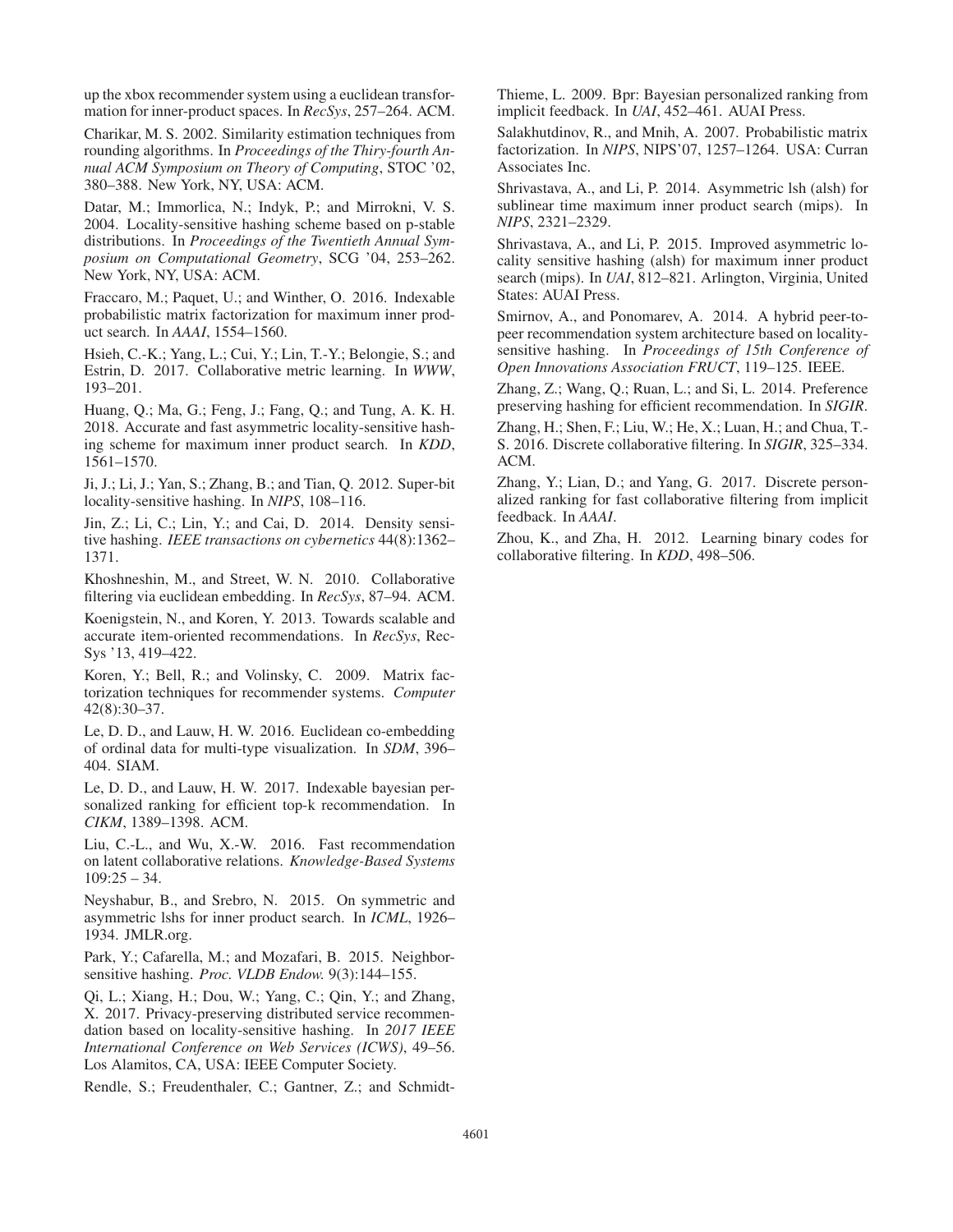up the xbox recommender system using a euclidean transformation for inner-product spaces. In *RecSys*, 257–264. ACM.

Charikar, M. S. 2002. Similarity estimation techniques from rounding algorithms. In *Proceedings of the Thiry-fourth Annual ACM Symposium on Theory of Computing*, STOC '02, 380–388. New York, NY, USA: ACM.

Datar, M.; Immorlica, N.; Indyk, P.; and Mirrokni, V. S. 2004. Locality-sensitive hashing scheme based on p-stable distributions. In *Proceedings of the Twentieth Annual Symposium on Computational Geometry*, SCG '04, 253–262. New York, NY, USA: ACM.

Fraccaro, M.; Paquet, U.; and Winther, O. 2016. Indexable probabilistic matrix factorization for maximum inner product search. In *AAAI*, 1554–1560.

Hsieh, C.-K.; Yang, L.; Cui, Y.; Lin, T.-Y.; Belongie, S.; and Estrin, D. 2017. Collaborative metric learning. In *WWW*, 193–201.

Huang, Q.; Ma, G.; Feng, J.; Fang, Q.; and Tung, A. K. H. 2018. Accurate and fast asymmetric locality-sensitive hashing scheme for maximum inner product search. In *KDD*, 1561–1570.

Ji, J.; Li, J.; Yan, S.; Zhang, B.; and Tian, Q. 2012. Super-bit locality-sensitive hashing. In *NIPS*, 108–116.

Jin, Z.; Li, C.; Lin, Y.; and Cai, D. 2014. Density sensitive hashing. *IEEE transactions on cybernetics* 44(8):1362–1371.

Khoshneshin, M., and Street, W. N. 2010. Collaborative filtering via euclidean embedding. In *RecSys*, 87–94. ACM.

Koenigstein, N., and Koren, Y. 2013. Towards scalable and accurate item-oriented recommendations. In *RecSys*, RecSys '13, 419–422.

Koren, Y.; Bell, R.; and Volinsky, C. 2009. Matrix factorization techniques for recommender systems. *Computer* 42(8):30–37.

Le, D. D., and Lauw, H. W. 2016. Euclidean co-embedding of ordinal data for multi-type visualization. In *SDM*, 396–404. SIAM.

Le, D. D., and Lauw, H. W. 2017. Indexable bayesian personalized ranking for efficient top-k recommendation. In *CIKM*, 1389–1398. ACM.

Liu, C.-L., and Wu, X.-W. 2016. Fast recommendation on latent collaborative relations. *Knowledge-Based Systems* 109:25 – 34.

Neyshabur, B., and Srebro, N. 2015. On symmetric and asymmetric lshs for inner product search. In *ICML*, 1926–1934. JMLR.org.

Park, Y.; Cafarella, M.; and Mozafari, B. 2015. Neighbor-sensitive hashing. *Proc. VLDB Endow.* 9(3):144–155.

Qi, L.; Xiang, H.; Dou, W.; Yang, C.; Qin, Y.; and Zhang, X. 2017. Privacy-preserving distributed service recommendation based on locality-sensitive hashing. In *2017 IEEE International Conference on Web Services (ICWS)*, 49–56. Los Alamitos, CA, USA: IEEE Computer Society.

Rendle, S.; Freudenthaler, C.; Gantner, Z.; and Schmidt-Thieme, L. 2009. Bpr: Bayesian personalized ranking from implicit feedback. In *UAI*, 452–461. AUAI Press.

Salakhutdinov, R., and Mnih, A. 2007. Probabilistic matrix factorization. In *NIPS*, NIPS'07, 1257–1264. USA: Curran Associates Inc.

Shrivastava, A., and Li, P. 2014. Asymmetric lsh (alsh) for sublinear time maximum inner product search (mips). In *NIPS*, 2321–2329.

Shrivastava, A., and Li, P. 2015. Improved asymmetric locality sensitive hashing (alsh) for maximum inner product search (mips). In *UAI*, 812–821. Arlington, Virginia, United States: AUAI Press.

Smirnov, A., and Ponomarev, A. 2014. A hybrid peer-to-peer recommendation system architecture based on locality-sensitive hashing. In *Proceedings of 15th Conference of Open Innovations Association FRUCT*, 119–125. IEEE.

Zhang, Z.; Wang, Q.; Ruan, L.; and Si, L. 2014. Preference preserving hashing for efficient recommendation. In *SIGIR*.

Zhang, H.; Shen, F.; Liu, W.; He, X.; Luan, H.; and Chua, T.-S. 2016. Discrete collaborative filtering. In *SIGIR*, 325–334. ACM.

Zhang, Y.; Lian, D.; and Yang, G. 2017. Discrete personalized ranking for fast collaborative filtering from implicit feedback. In *AAAI*.

Zhou, K., and Zha, H. 2012. Learning binary codes for collaborative filtering. In *KDD*, 498–506.